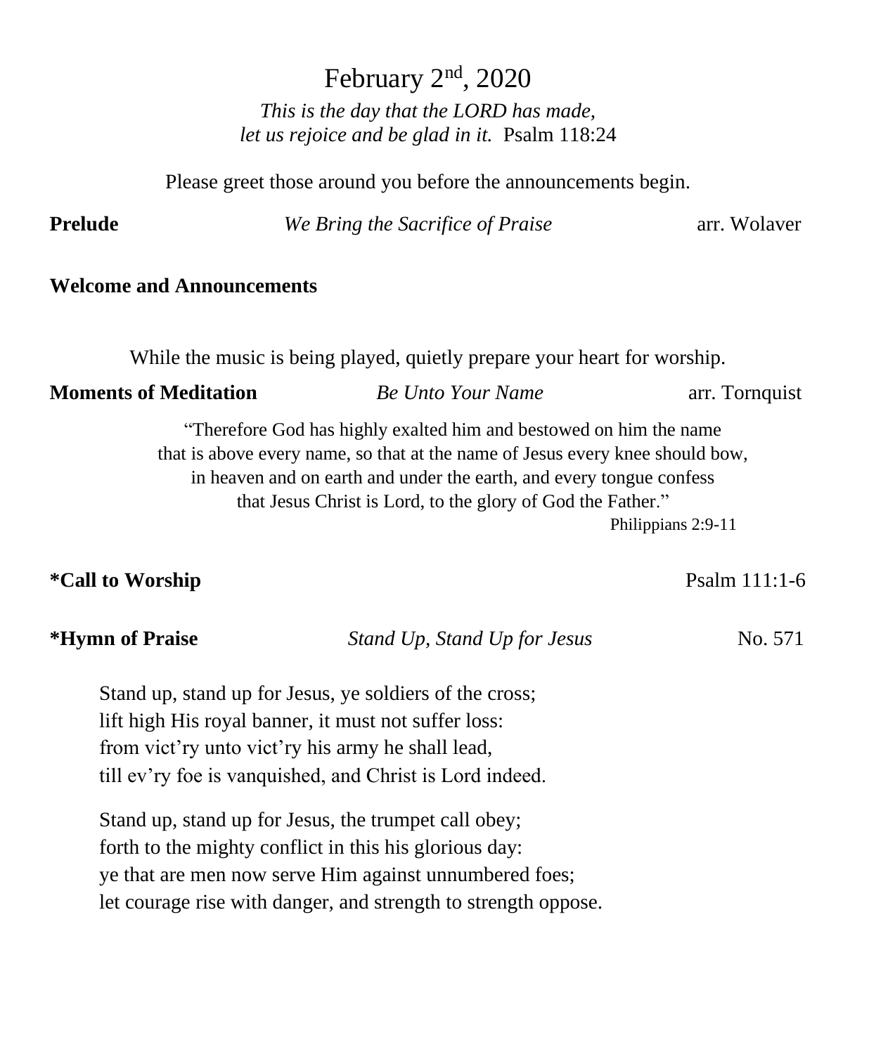# February 2nd, 2020

*This is the day that the LORD has made,*
*let us rejoice and be glad in it.* Psalm 118:24

Please greet those around you before the announcements begin.

**Prelude** *We Bring the Sacrifice of Praise* arr. Wolaver

**Welcome and Announcements**

While the music is being played, quietly prepare your heart for worship.

**Moments of Meditation** *Be Unto Your Name* arr. Tornquist

"Therefore God has highly exalted him and bestowed on him the name
that is above every name, so that at the name of Jesus every knee should bow,
in heaven and on earth and under the earth, and every tongue confess
that Jesus Christ is Lord, to the glory of God the Father."
Philippians 2:9-11

**\*Call to Worship** Psalm 111:1-6

**\*Hymn of Praise** *Stand Up, Stand Up for Jesus* No. 571

Stand up, stand up for Jesus, ye soldiers of the cross;
lift high His royal banner, it must not suffer loss:
from vict'ry unto vict'ry his army he shall lead,
till ev'ry foe is vanquished, and Christ is Lord indeed.

Stand up, stand up for Jesus, the trumpet call obey;
forth to the mighty conflict in this his glorious day:
ye that are men now serve Him against unnumbered foes;
let courage rise with danger, and strength to strength oppose.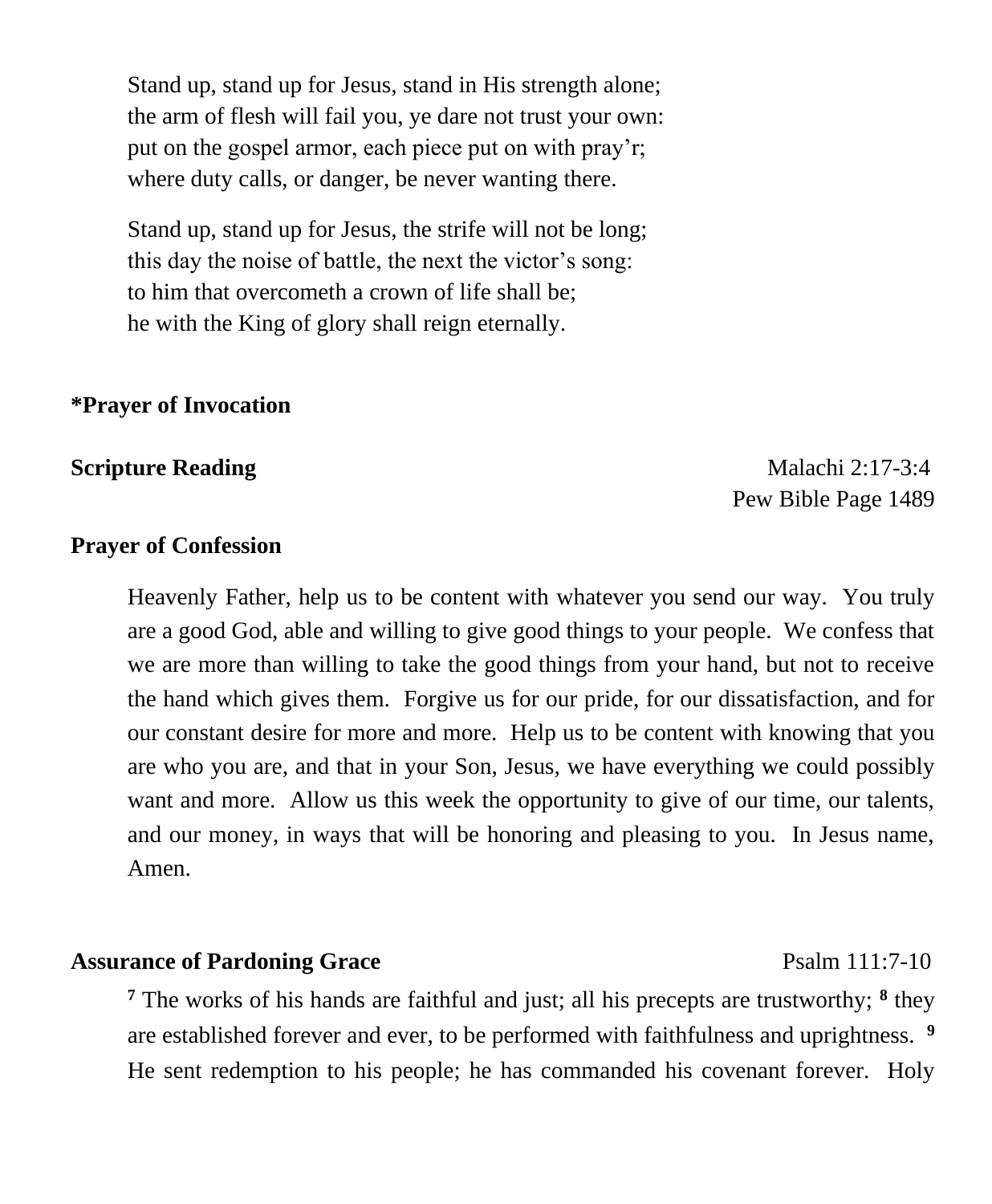Stand up, stand up for Jesus, stand in His strength alone;
the arm of flesh will fail you, ye dare not trust your own:
put on the gospel armor, each piece put on with pray'r;
where duty calls, or danger, be never wanting there.

Stand up, stand up for Jesus, the strife will not be long;
this day the noise of battle, the next the victor's song:
to him that overcometh a crown of life shall be;
he with the King of glory shall reign eternally.

**\*Prayer of Invocation**

**Scripture Reading** Malachi 2:17-3:4
Pew Bible Page 1489

**Prayer of Confession**

Heavenly Father, help us to be content with whatever you send our way. You truly are a good God, able and willing to give good things to your people. We confess that we are more than willing to take the good things from your hand, but not to receive the hand which gives them. Forgive us for our pride, for our dissatisfaction, and for our constant desire for more and more. Help us to be content with knowing that you are who you are, and that in your Son, Jesus, we have everything we could possibly want and more. Allow us this week the opportunity to give of our time, our talents, and our money, in ways that will be honoring and pleasing to you. In Jesus name, Amen.

**Assurance of Pardoning Grace** Psalm 111:7-10

**7** The works of his hands are faithful and just; all his precepts are trustworthy; **8** they are established forever and ever, to be performed with faithfulness and uprightness. **9** He sent redemption to his people; he has commanded his covenant forever. Holy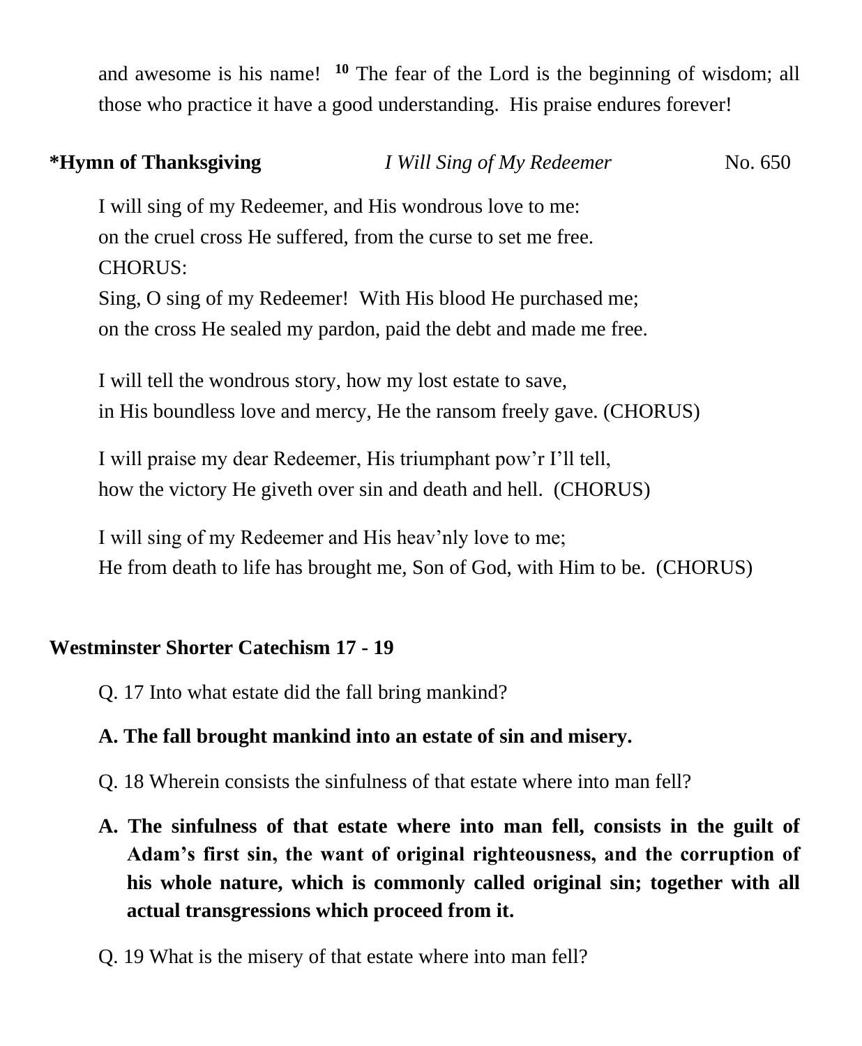and awesome is his name! [10] The fear of the Lord is the beginning of wisdom; all those who practice it have a good understanding. His praise endures forever!

**\*Hymn of Thanksgiving** *I Will Sing of My Redeemer* No. 650

I will sing of my Redeemer, and His wondrous love to me:
on the cruel cross He suffered, from the curse to set me free.
CHORUS:
Sing, O sing of my Redeemer! With His blood He purchased me;
on the cross He sealed my pardon, paid the debt and made me free.

I will tell the wondrous story, how my lost estate to save,
in His boundless love and mercy, He the ransom freely gave. (CHORUS)

I will praise my dear Redeemer, His triumphant pow'r I'll tell,
how the victory He giveth over sin and death and hell. (CHORUS)

I will sing of my Redeemer and His heav'nly love to me;
He from death to life has brought me, Son of God, with Him to be. (CHORUS)

**Westminster Shorter Catechism 17 - 19**

Q. 17 Into what estate did the fall bring mankind?

**A. The fall brought mankind into an estate of sin and misery.**

Q. 18 Wherein consists the sinfulness of that estate where into man fell?

**A. The sinfulness of that estate where into man fell, consists in the guilt of Adam's first sin, the want of original righteousness, and the corruption of his whole nature, which is commonly called original sin; together with all actual transgressions which proceed from it.**

Q. 19 What is the misery of that estate where into man fell?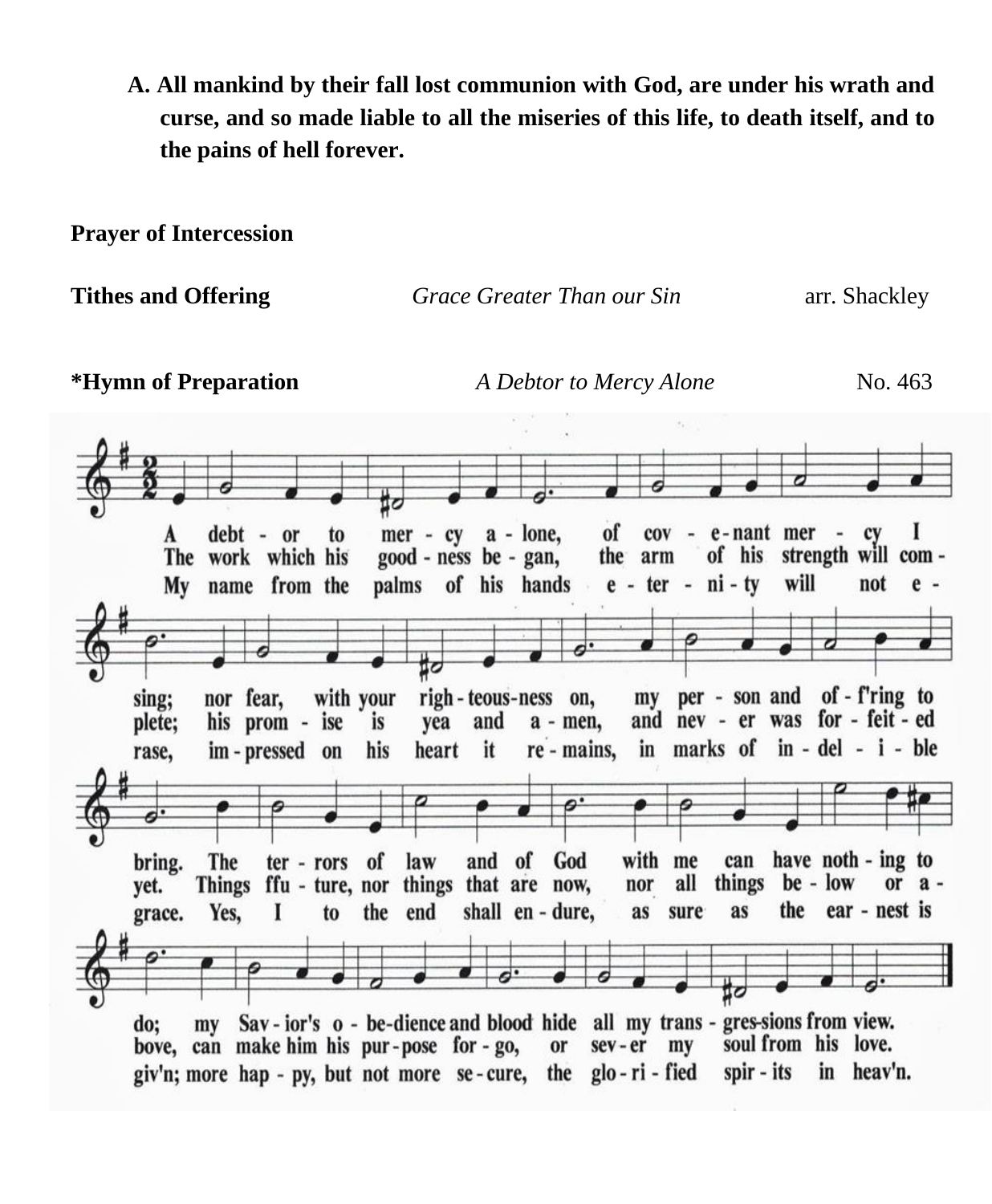**A. All mankind by their fall lost communion with God, are under his wrath and curse, and so made liable to all the miseries of this life, to death itself, and to the pains of hell forever.**

**Prayer of Intercession**

**Tithes and Offering** *Grace Greater Than our Sin* arr. Shackley

**\*Hymn of Preparation** *A Debtor to Mercy Alone* No. 463

1. A debtor to mercy alone, of covenant mercy I sing; nor fear, with your righteousness on, my person and off'ring to bring. The terrors of law and of God with me can have nothing to do; my Savior's obedience and blood hide all my transgressions from view.

2. The work which his goodness began, the arm of his strength will complete; his promise is yea and amen, and never was forfeited yet. Things future, nor things that are now, nor all things below or above, can make him his purpose forgo, or sever my soul from his love.

3. My name from the palms of his hands eternity will not erase, impressed on his heart it remains, in marks of indelible grace. Yes, I to the end shall endure, as sure as the earnest is giv'n; more happy, but not more secure, the glorified spirits in heav'n.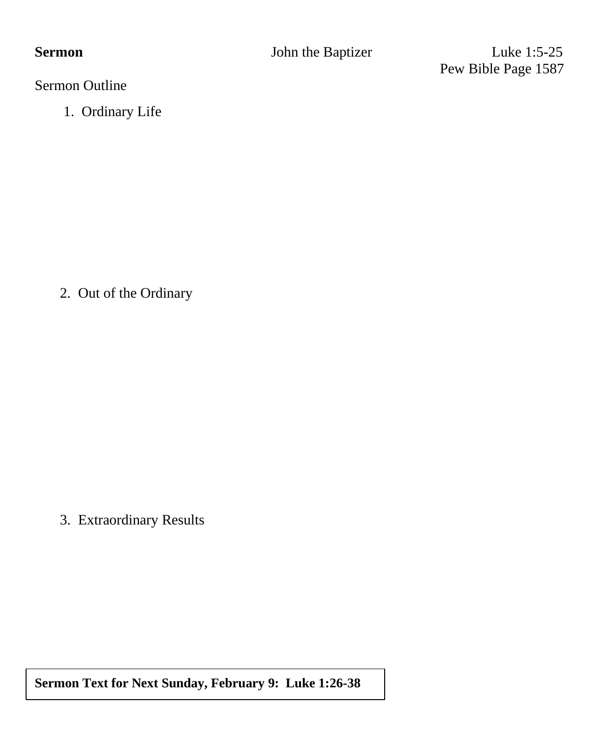**Sermon** John the Baptizer Luke 1:5-25

Pew Bible Page 1587

Sermon Outline

1. Ordinary Life

2. Out of the Ordinary

3. Extraordinary Results

**Sermon Text for Next Sunday, February 9: Luke 1:26-38**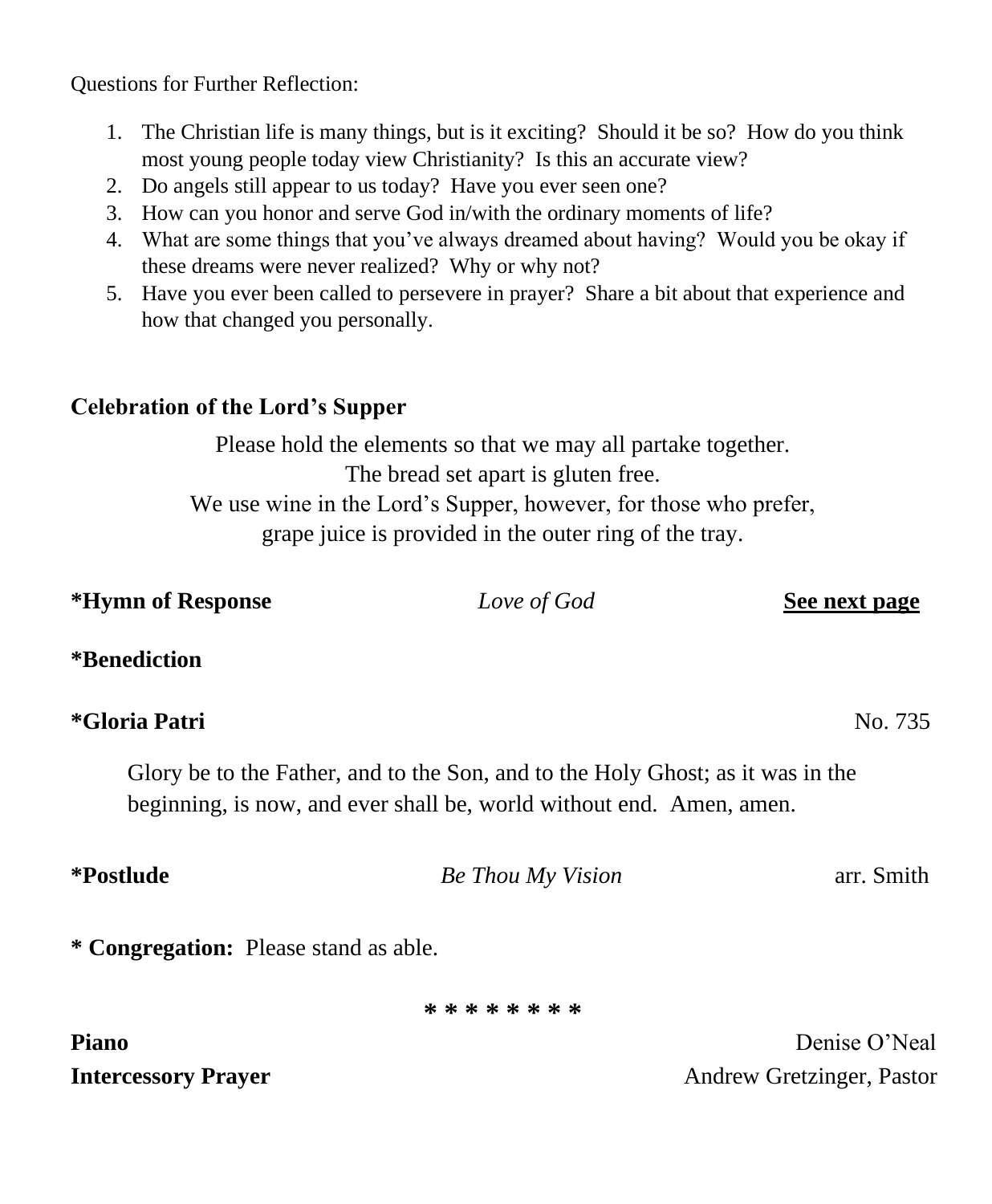Questions for Further Reflection:

1. The Christian life is many things, but is it exciting? Should it be so? How do you think most young people today view Christianity? Is this an accurate view?
2. Do angels still appear to us today? Have you ever seen one?
3. How can you honor and serve God in/with the ordinary moments of life?
4. What are some things that you've always dreamed about having? Would you be okay if these dreams were never realized? Why or why not?
5. Have you ever been called to persevere in prayer? Share a bit about that experience and how that changed you personally.

**Celebration of the Lord's Supper**

Please hold the elements so that we may all partake together.
The bread set apart is gluten free.
We use wine in the Lord's Supper, however, for those who prefer,
grape juice is provided in the outer ring of the tray.

**\*Hymn of Response** *Love of God* **See next page**

**\*Benediction**

**\*Gloria Patri** No. 735

Glory be to the Father, and to the Son, and to the Holy Ghost; as it was in the beginning, is now, and ever shall be, world without end. Amen, amen.

**\*Postlude** *Be Thou My Vision* arr. Smith

**\* Congregation:** Please stand as able.

\* \* \* \* \* \* \* \*

**Piano** Denise O'Neal
**Intercessory Prayer** Andrew Gretzinger, Pastor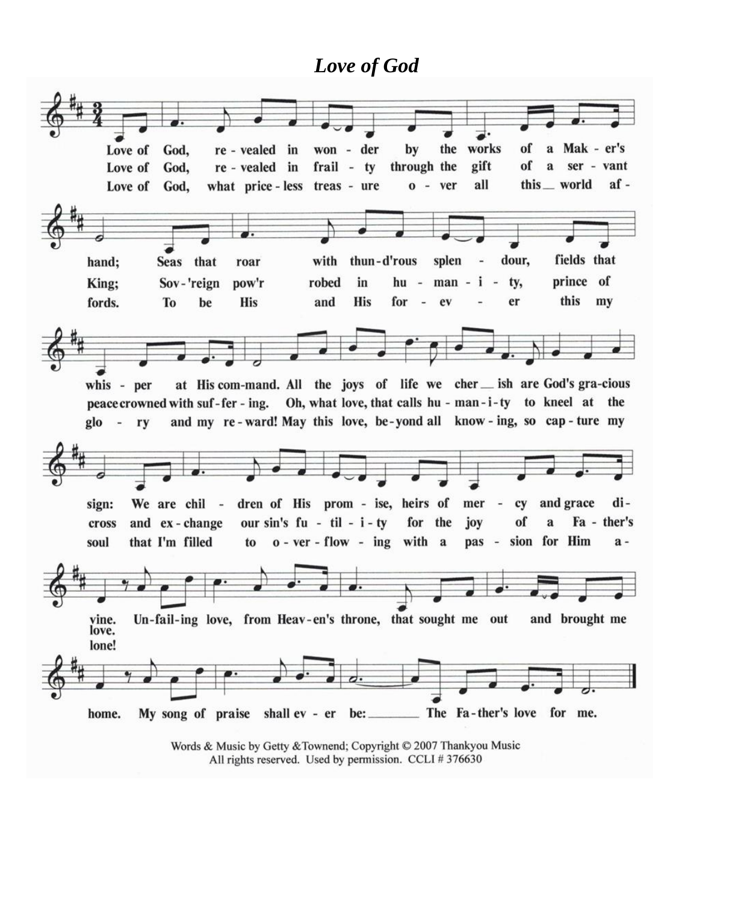# *Love of God*

1. Love of God, revealed in wonder by the works of a Maker's hand;
Seas that roar with thund'rous splendour, fields that whisper at His command.
All the joys of life we cherish are God's gracious sign:
We are children of His promise, heirs of mercy and grace divine.

2. Love of God, revealed in frailty through the gift of a servant King;
Sov'reign pow'r robed in humanity, prince of peace crowned with suffering.
Oh, what love, that calls humanity to kneel at the cross
and exchange our sin's futility for the joy of a Father's love.

3. Love of God, what priceless treasure over all this world affords.
To be His and His forever this my glory and my reward!
May this love, beyond all knowing, so capture my soul
that I'm filled to overflowing with a passion for Him alone!

Unfailing love, from Heav'en's throne, that sought me out and brought me home.
My song of praise shall ever be: The Father's love for me.

Words & Music by Getty &Townend; Copyright © 2007 Thankyou Music
All rights reserved. Used by permission. CCLI # 376630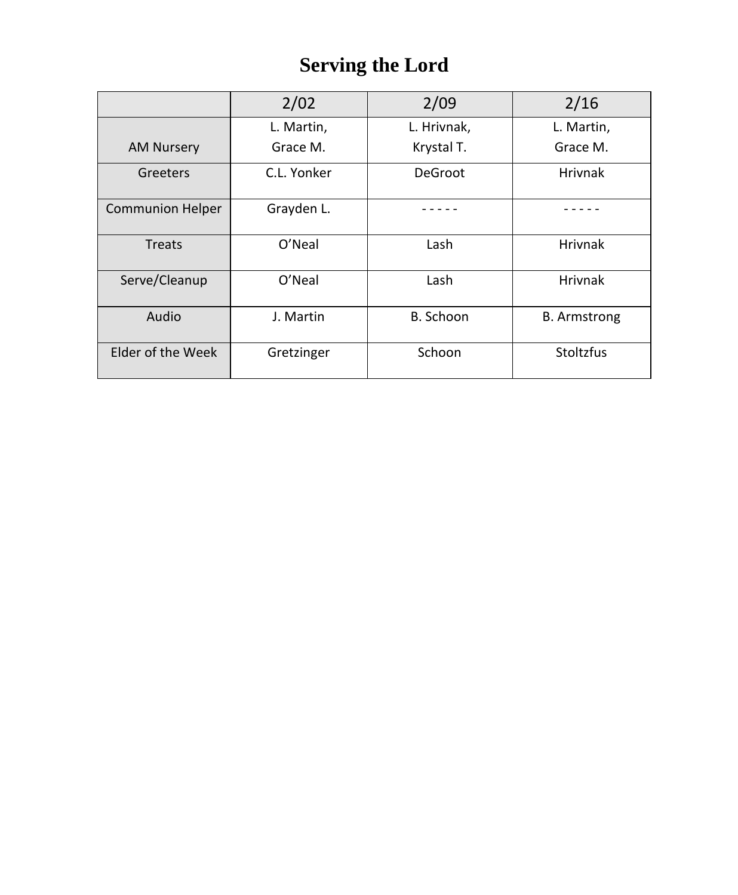# Serving the Lord

| | 2/02 | 2/09 | 2/16 |
|---|---|---|---|
| AM Nursery | L. Martin, Grace M. | L. Hrivnak, Krystal T. | L. Martin, Grace M. |
| Greeters | C.L. Yonker | DeGroot | Hrivnak |
| Communion Helper | Grayden L. | - - - - - | - - - - - |
| Treats | O'Neal | Lash | Hrivnak |
| Serve/Cleanup | O'Neal | Lash | Hrivnak |
| Audio | J. Martin | B. Schoon | B. Armstrong |
| Elder of the Week | Gretzinger | Schoon | Stoltzfus |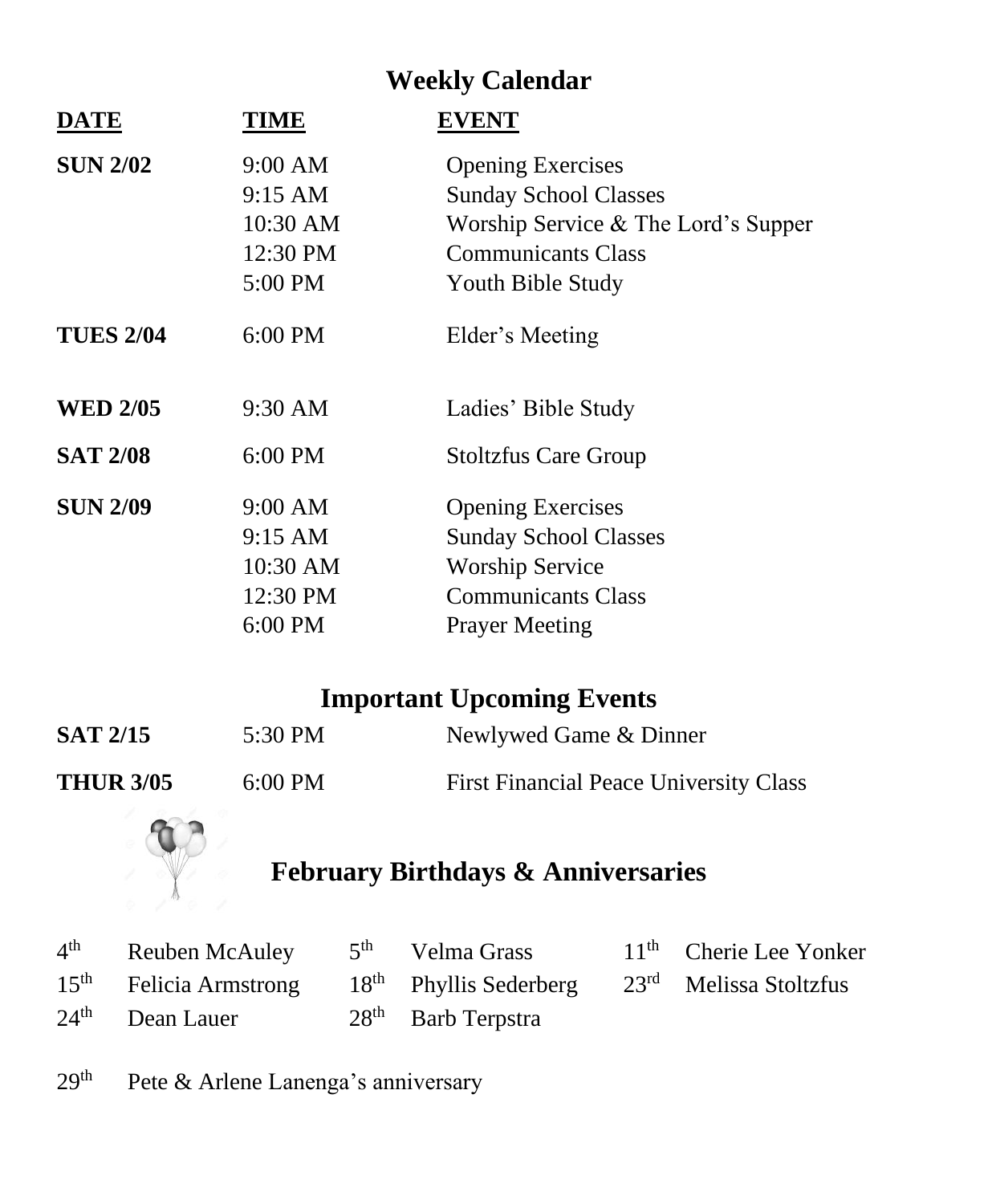## Weekly Calendar

| DATE | TIME | EVENT |
|---|---|---|
| **SUN 2/02** | 9:00 AM | Opening Exercises |
| | 9:15 AM | Sunday School Classes |
| | 10:30 AM | Worship Service & The Lord's Supper |
| | 12:30 PM | Communicants Class |
| | 5:00 PM | Youth Bible Study |
| **TUES 2/04** | 6:00 PM | Elder's Meeting |
| **WED 2/05** | 9:30 AM | Ladies' Bible Study |
| **SAT 2/08** | 6:00 PM | Stoltzfus Care Group |
| **SUN 2/09** | 9:00 AM | Opening Exercises |
| | 9:15 AM | Sunday School Classes |
| | 10:30 AM | Worship Service |
| | 12:30 PM | Communicants Class |
| | 6:00 PM | Prayer Meeting |

## Important Upcoming Events

| | | |
|---|---|---|
| **SAT 2/15** | 5:30 PM | Newlywed Game & Dinner |
| **THUR 3/05** | 6:00 PM | First Financial Peace University Class |

## February Birthdays & Anniversaries

| | | | | | |
|---|---|---|---|---|---|
| 4th | Reuben McAuley | 5th | Velma Grass | 11th | Cherie Lee Yonker |
| 15th | Felicia Armstrong | 18th | Phyllis Sederberg | 23rd | Melissa Stoltzfus |
| 24th | Dean Lauer | 28th | Barb Terpstra | | |

29th Pete & Arlene Lanenga's anniversary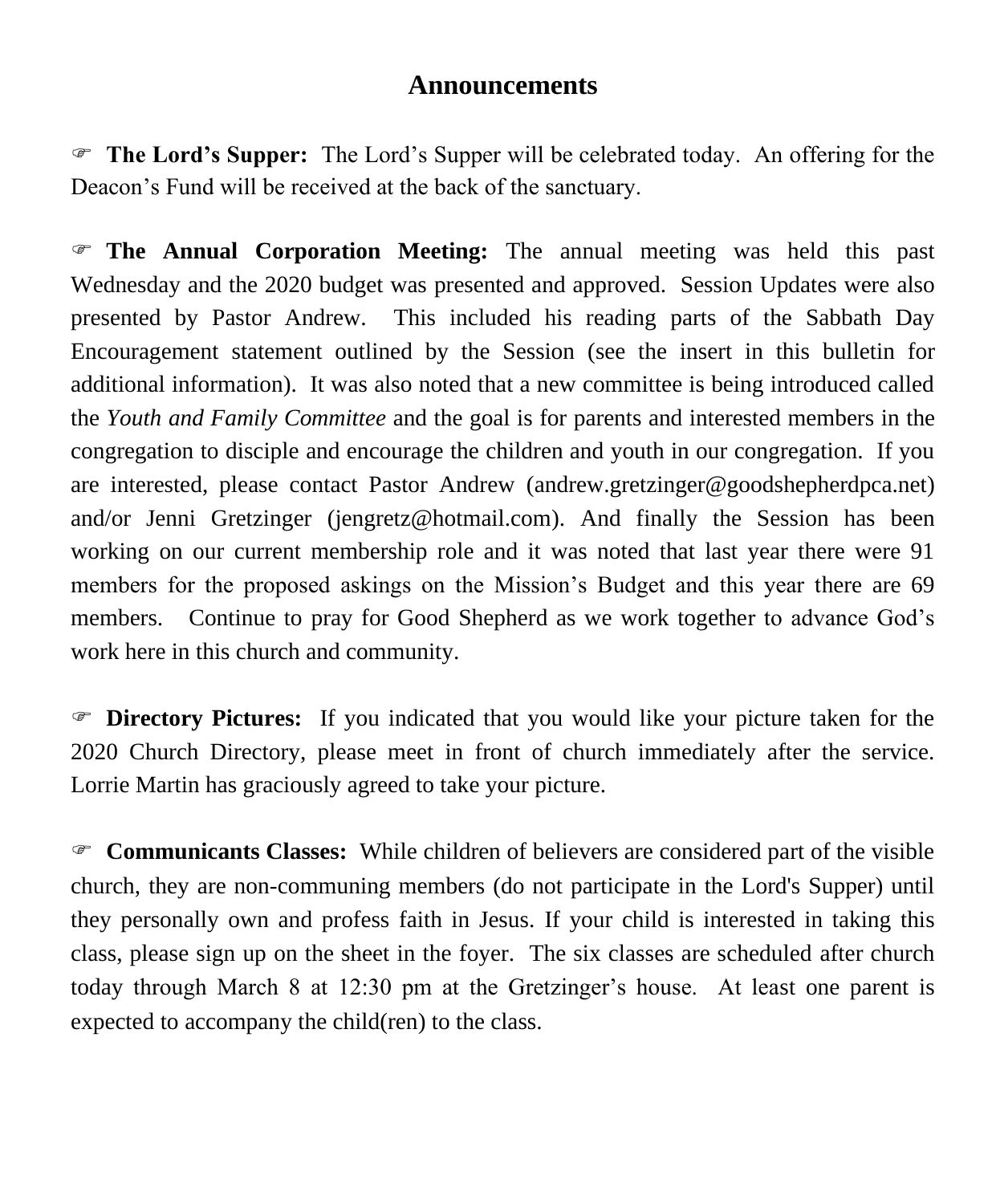# Announcements

☞ **The Lord's Supper:** The Lord's Supper will be celebrated today. An offering for the Deacon's Fund will be received at the back of the sanctuary.

☞ **The Annual Corporation Meeting:** The annual meeting was held this past Wednesday and the 2020 budget was presented and approved. Session Updates were also presented by Pastor Andrew. This included his reading parts of the Sabbath Day Encouragement statement outlined by the Session (see the insert in this bulletin for additional information). It was also noted that a new committee is being introduced called the *Youth and Family Committee* and the goal is for parents and interested members in the congregation to disciple and encourage the children and youth in our congregation. If you are interested, please contact Pastor Andrew (andrew.gretzinger@goodshepherdpca.net) and/or Jenni Gretzinger (jengretz@hotmail.com). And finally the Session has been working on our current membership role and it was noted that last year there were 91 members for the proposed askings on the Mission's Budget and this year there are 69 members. Continue to pray for Good Shepherd as we work together to advance God's work here in this church and community.

☞ **Directory Pictures:** If you indicated that you would like your picture taken for the 2020 Church Directory, please meet in front of church immediately after the service. Lorrie Martin has graciously agreed to take your picture.

☞ **Communicants Classes:** While children of believers are considered part of the visible church, they are non-communing members (do not participate in the Lord's Supper) until they personally own and profess faith in Jesus. If your child is interested in taking this class, please sign up on the sheet in the foyer. The six classes are scheduled after church today through March 8 at 12:30 pm at the Gretzinger's house. At least one parent is expected to accompany the child(ren) to the class.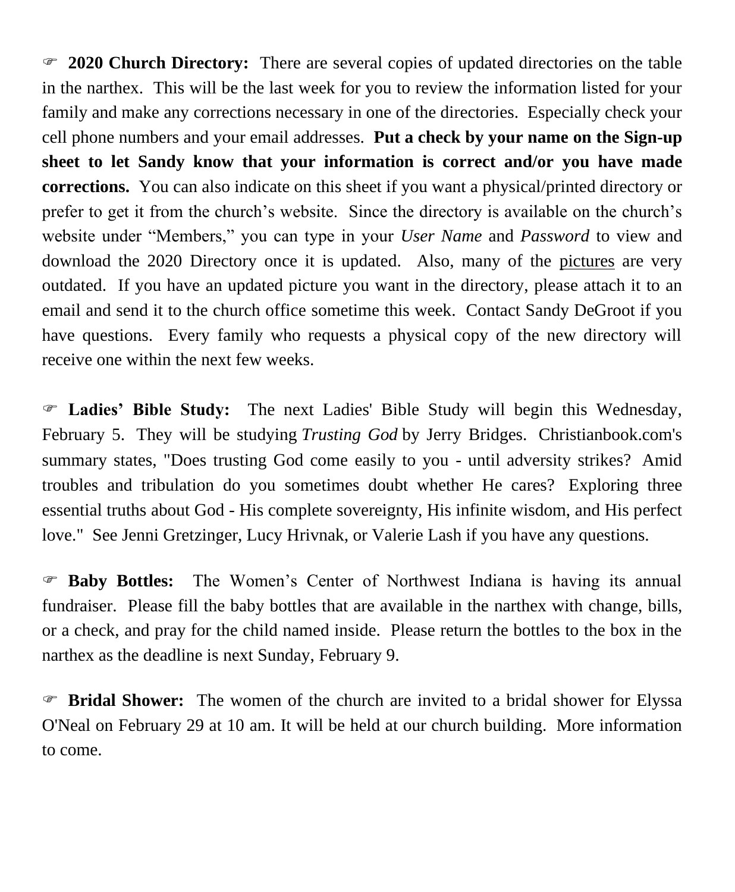☞ **2020 Church Directory:** There are several copies of updated directories on the table in the narthex. This will be the last week for you to review the information listed for your family and make any corrections necessary in one of the directories. Especially check your cell phone numbers and your email addresses. **Put a check by your name on the Sign-up sheet to let Sandy know that your information is correct and/or you have made corrections.** You can also indicate on this sheet if you want a physical/printed directory or prefer to get it from the church's website. Since the directory is available on the church's website under "Members," you can type in your *User Name* and *Password* to view and download the 2020 Directory once it is updated. Also, many of the <u>pictures</u> are very outdated. If you have an updated picture you want in the directory, please attach it to an email and send it to the church office sometime this week. Contact Sandy DeGroot if you have questions. Every family who requests a physical copy of the new directory will receive one within the next few weeks.

☞ **Ladies' Bible Study:** The next Ladies' Bible Study will begin this Wednesday, February 5. They will be studying *Trusting God* by Jerry Bridges. Christianbook.com's summary states, "Does trusting God come easily to you - until adversity strikes? Amid troubles and tribulation do you sometimes doubt whether He cares? Exploring three essential truths about God - His complete sovereignty, His infinite wisdom, and His perfect love." See Jenni Gretzinger, Lucy Hrivnak, or Valerie Lash if you have any questions.

☞ **Baby Bottles:** The Women's Center of Northwest Indiana is having its annual fundraiser. Please fill the baby bottles that are available in the narthex with change, bills, or a check, and pray for the child named inside. Please return the bottles to the box in the narthex as the deadline is next Sunday, February 9.

☞ **Bridal Shower:** The women of the church are invited to a bridal shower for Elyssa O'Neal on February 29 at 10 am. It will be held at our church building. More information to come.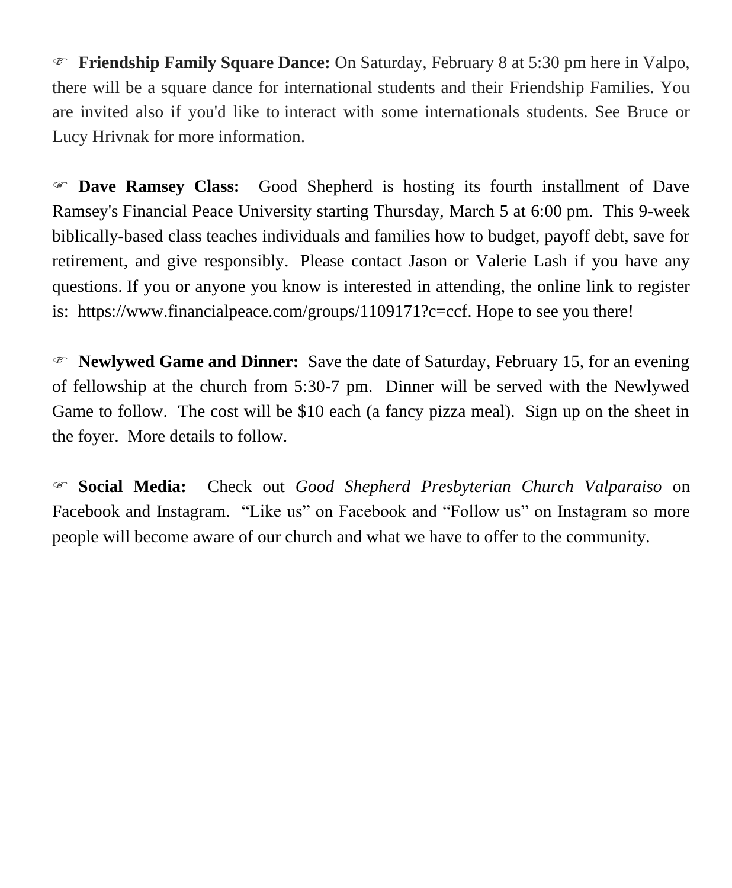☞ **Friendship Family Square Dance:** On Saturday, February 8 at 5:30 pm here in Valpo, there will be a square dance for international students and their Friendship Families. You are invited also if you'd like to interact with some internationals students. See Bruce or Lucy Hrivnak for more information.

☞ **Dave Ramsey Class:** Good Shepherd is hosting its fourth installment of Dave Ramsey's Financial Peace University starting Thursday, March 5 at 6:00 pm. This 9-week biblically-based class teaches individuals and families how to budget, payoff debt, save for retirement, and give responsibly. Please contact Jason or Valerie Lash if you have any questions. If you or anyone you know is interested in attending, the online link to register is: https://www.financialpeace.com/groups/1109171?c=ccf. Hope to see you there!

☞ **Newlywed Game and Dinner:** Save the date of Saturday, February 15, for an evening of fellowship at the church from 5:30-7 pm. Dinner will be served with the Newlywed Game to follow. The cost will be $10 each (a fancy pizza meal). Sign up on the sheet in the foyer. More details to follow.

☞ **Social Media:** Check out *Good Shepherd Presbyterian Church Valparaiso* on Facebook and Instagram. "Like us" on Facebook and "Follow us" on Instagram so more people will become aware of our church and what we have to offer to the community.